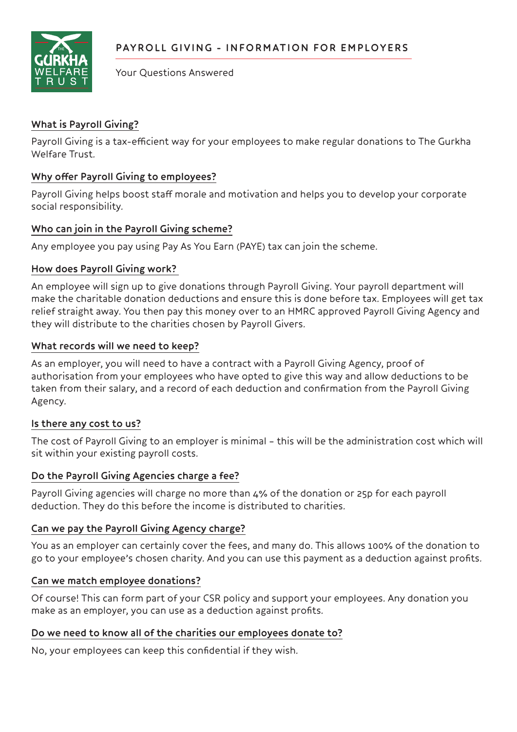# PAYROLL GIVING - INFORMATION FOR EMPLOYERS

Your Questions Answered

## What is Payroll Giving?

Payroll Giving is a tax-efficient way for your employees to make regular donations to The Gurkha Welfare Trust.

## Why offer Payroll Giving to employees?

Payroll Giving helps boost staff morale and motivation and helps you to develop your corporate social responsibility.

## Who can join in the Payroll Giving scheme?

Any employee you pay using Pay As You Earn (PAYE) tax can join the scheme.

## How does Payroll Giving work?

An employee will sign up to give donations through Payroll Giving. Your payroll department will make the charitable donation deductions and ensure this is done before tax. Employees will get tax relief straight away. You then pay this money over to an HMRC approved Payroll Giving Agency and they will distribute to the charities chosen by Payroll Givers.

## What records will we need to keep?

As an employer, you will need to have a contract with a Payroll Giving Agency, proof of authorisation from your employees who have opted to give this way and allow deductions to be taken from their salary, and a record of each deduction and confirmation from the Payroll Giving Agency.

## Is there any cost to us?

The cost of Payroll Giving to an employer is minimal – this will be the administration cost which will sit within your existing payroll costs.

## Do the Payroll Giving Agencies charge a fee?

Payroll Giving agencies will charge no more than 4% of the donation or 25p for each payroll deduction. They do this before the income is distributed to charities.

## Can we pay the Payroll Giving Agency charge?

You as an employer can certainly cover the fees, and many do. This allows 100% of the donation to go to your employee's chosen charity. And you can use this payment as a deduction against profits.

## Can we match employee donations?

Of course! This can form part of your CSR policy and support your employees. Any donation you make as an employer, you can use as a deduction against profits.

## Do we need to know all of the charities our employees donate to?

No, your employees can keep this confidential if they wish.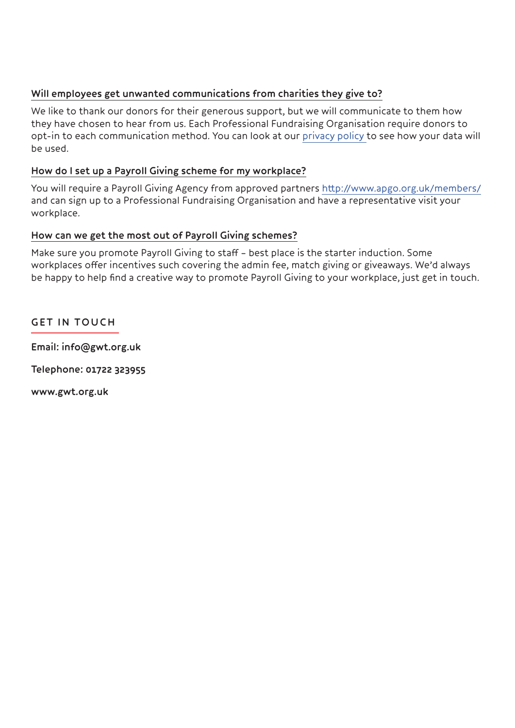### Will employees get unwanted communications from charities they give to?

We like to thank our donors for their generous support, but we will communicate to them how they have chosen to hear from us. Each Professional Fundraising Organisation require donors to opt-in to each communication method. You can look at our privacy policy to see how your data will be used.

### How do I set up a Payroll Giving scheme for my workplace?

You will require a Payroll Giving Agency from approved partners http://www.apgo.org.uk/members/ and can sign up to a Professional Fundraising Organisation and have a representative visit your workplace.

### How can we get the most out of Payroll Giving schemes?

Make sure you promote Payroll Giving to staff – best place is the starter induction. Some workplaces offer incentives such covering the admin fee, match giving or giveaways. We'd always be happy to help find a creative way to promote Payroll Giving to your workplace, just get in touch.

## GET IN TOUCH

**Email: info@gwt.org.uk**

**Telephone: 01722 323955**

**www.gwt.org.uk**